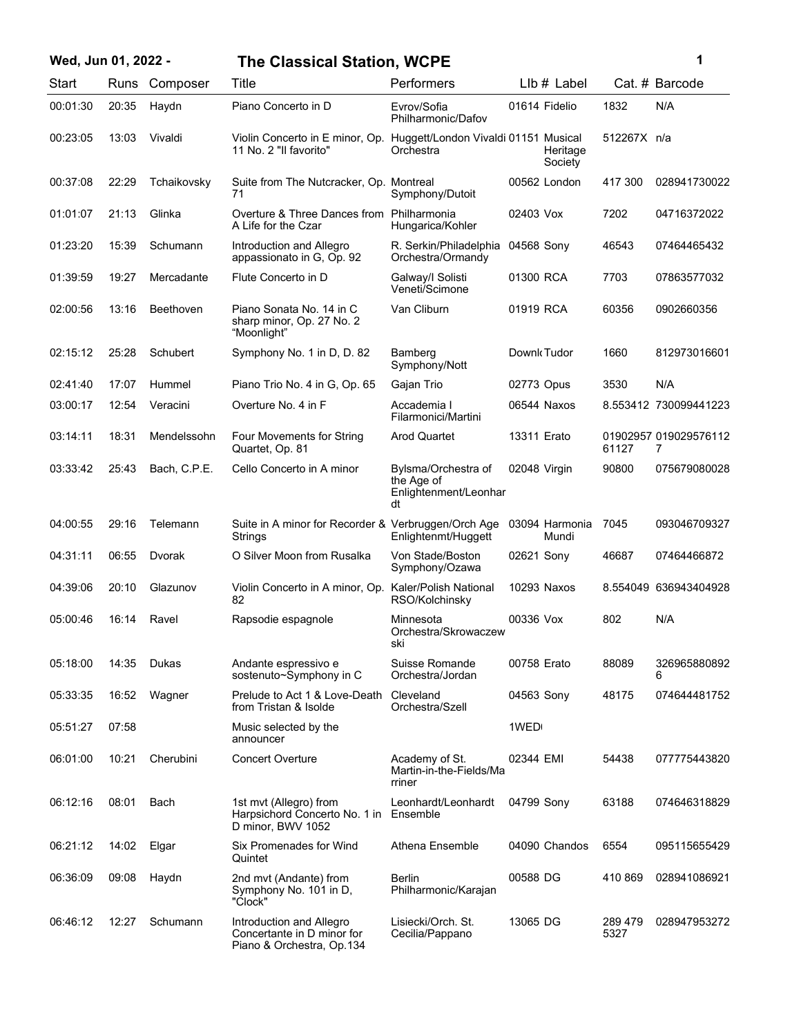# The Classical Station, WCPE

**Wed, Jun 01, 2022 -**

| Start | Runs | Composer | Title | Performers | Llb # | Label | Cat. # | Barcode |
|---|---|---|---|---|---|---|---|---|
| 00:01:30 | 20:35 | Haydn | Piano Concerto in D | Evrov/Sofia Philharmonic/Dafov | 01614 | Fidelio | 1832 | N/A |
| 00:23:05 | 13:03 | Vivaldi | Violin Concerto in E minor, Op. 11 No. 2 "Il favorito" | Huggett/London Vivaldi Orchestra | 01151 | Musical Heritage Society | 512267X | n/a |
| 00:37:08 | 22:29 | Tchaikovsky | Suite from The Nutcracker, Op. 71 | Montreal Symphony/Dutoit | 00562 | London | 417 300 | 028941730022 |
| 01:01:07 | 21:13 | Glinka | Overture & Three Dances from A Life for the Czar | Philharmonia Hungarica/Kohler | 02403 | Vox | 7202 | 04716372022 |
| 01:23:20 | 15:39 | Schumann | Introduction and Allegro appassionato in G, Op. 92 | R. Serkin/Philadelphia Orchestra/Ormandy | 04568 | Sony | 46543 | 07464465432 |
| 01:39:59 | 19:27 | Mercadante | Flute Concerto in D | Galway/I Solisti Veneti/Scimone | 01300 | RCA | 7703 | 07863577032 |
| 02:00:56 | 13:16 | Beethoven | Piano Sonata No. 14 in C sharp minor, Op. 27 No. 2 "Moonlight" | Van Cliburn | 01919 | RCA | 60356 | 0902660356 |
| 02:15:12 | 25:28 | Schubert | Symphony No. 1 in D, D. 82 | Bamberg Symphony/Nott | Downl | Tudor | 1660 | 812973016601 |
| 02:41:40 | 17:07 | Hummel | Piano Trio No. 4 in G, Op. 65 | Gajan Trio | 02773 | Opus | 3530 | N/A |
| 03:00:17 | 12:54 | Veracini | Overture No. 4 in F | Accademia I Filarmonici/Martini | 06544 | Naxos | 8.553412 | 730099441223 |
| 03:14:11 | 18:31 | Mendelssohn | Four Movements for String Quartet, Op. 81 | Arod Quartet | 13311 | Erato | 0190295761127 | 0190295761127 |
| 03:33:42 | 25:43 | Bach, C.P.E. | Cello Concerto in A minor | Bylsma/Orchestra of the Age of Enlightenment/Leonhardt | 02048 | Virgin | 90800 | 075679080028 |
| 04:00:55 | 29:16 | Telemann | Suite in A minor for Recorder & Strings | Verbruggen/Orch Age Enlightenmt/Huggett | 03094 | Harmonia Mundi | 7045 | 093046709327 |
| 04:31:11 | 06:55 | Dvorak | O Silver Moon from Rusalka | Von Stade/Boston Symphony/Ozawa | 02621 | Sony | 46687 | 07464466872 |
| 04:39:06 | 20:10 | Glazunov | Violin Concerto in A minor, Op. 82 | Kaler/Polish National RSO/Kolchinsky | 10293 | Naxos | 8.554049 | 636943404928 |
| 05:00:46 | 16:14 | Ravel | Rapsodie espagnole | Minnesota Orchestra/Skrowaczewski | 00336 | Vox | 802 | N/A |
| 05:18:00 | 14:35 | Dukas | Andante espressivo e sostenuto~Symphony in C | Suisse Romande Orchestra/Jordan | 00758 | Erato | 88089 | 3269658808926 |
| 05:33:35 | 16:52 | Wagner | Prelude to Act 1 & Love-Death from Tristan & Isolde | Cleveland Orchestra/Szell | 04563 | Sony | 48175 | 074644481752 |
| 05:51:27 | 07:58 | | Music selected by the announcer | | 1WED | | | |
| 06:01:00 | 10:21 | Cherubini | Concert Overture | Academy of St. Martin-in-the-Fields/Marriner | 02344 | EMI | 54438 | 077775443820 |
| 06:12:16 | 08:01 | Bach | 1st mvt (Allegro) from Harpsichord Concerto No. 1 in D minor, BWV 1052 | Leonhardt/Leonhardt Ensemble | 04799 | Sony | 63188 | 074646318829 |
| 06:21:12 | 14:02 | Elgar | Six Promenades for Wind Quintet | Athena Ensemble | 04090 | Chandos | 6554 | 095115655429 |
| 06:36:09 | 09:08 | Haydn | 2nd mvt (Andante) from Symphony No. 101 in D, "Clock" | Berlin Philharmonic/Karajan | 00588 | DG | 410 869 | 028941086921 |
| 06:46:12 | 12:27 | Schumann | Introduction and Allegro Concertante in D minor for Piano & Orchestra, Op.134 | Lisiecki/Orch. St. Cecilia/Pappano | 13065 | DG | 289 479 5327 | 028947953272 |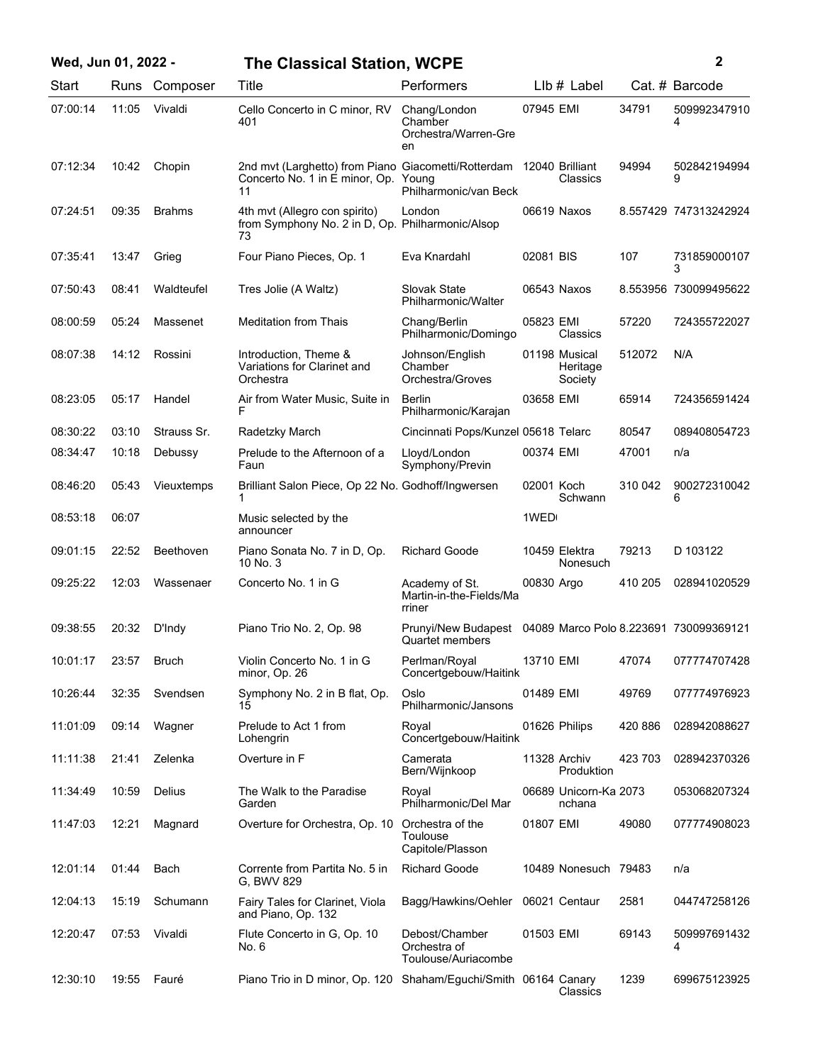# The Classical Station, WCPE

Wed, Jun 01, 2022 -

| Start | Runs | Composer | Title | Performers | LIb # | Label | Cat. # | Barcode |
|---|---|---|---|---|---|---|---|---|
| 07:00:14 | 11:05 | Vivaldi | Cello Concerto in C minor, RV 401 | Chang/London Chamber Orchestra/Warren-Green | 07945 | EMI | 34791 | 5099923479104 |
| 07:12:34 | 10:42 | Chopin | 2nd mvt (Larghetto) from Piano Concerto No. 1 in E minor, Op. 11 | Giacometti/Rotterdam Young Philharmonic/van Beck | 12040 | Brilliant Classics | 94994 | 5028421949949 |
| 07:24:51 | 09:35 | Brahms | 4th mvt (Allegro con spirito) from Symphony No. 2 in D, Op. 73 | London Philharmonic/Alsop | 06619 | Naxos | 8.557429 | 747313242924 |
| 07:35:41 | 13:47 | Grieg | Four Piano Pieces, Op. 1 | Eva Knardahl | 02081 | BIS | 107 | 7318590001073 |
| 07:50:43 | 08:41 | Waldteufel | Tres Jolie (A Waltz) | Slovak State Philharmonic/Walter | 06543 | Naxos | 8.553956 | 730099495622 |
| 08:00:59 | 05:24 | Massenet | Meditation from Thais | Chang/Berlin Philharmonic/Domingo | 05823 | EMI Classics | 57220 | 724355722027 |
| 08:07:38 | 14:12 | Rossini | Introduction, Theme & Variations for Clarinet and Orchestra | Johnson/English Chamber Orchestra/Groves | 01198 | Musical Heritage Society | 512072 | N/A |
| 08:23:05 | 05:17 | Handel | Air from Water Music, Suite in F | Berlin Philharmonic/Karajan | 03658 | EMI | 65914 | 724356591424 |
| 08:30:22 | 03:10 | Strauss Sr. | Radetzky March | Cincinnati Pops/Kunzel | 05618 | Telarc | 80547 | 089408054723 |
| 08:34:47 | 10:18 | Debussy | Prelude to the Afternoon of a Faun | Lloyd/London Symphony/Previn | 00374 | EMI | 47001 | n/a |
| 08:46:20 | 05:43 | Vieuxtemps | Brilliant Salon Piece, Op 22 No. 1 | Godhoff/Ingwersen | 02001 | Koch Schwann | 310 042 | 9002723100426 |
| 08:53:18 | 06:07 | | Music selected by the announcer | | 1WED | | | |
| 09:01:15 | 22:52 | Beethoven | Piano Sonata No. 7 in D, Op. 10 No. 3 | Richard Goode | 10459 | Elektra Nonesuch | 79213 | D 103122 |
| 09:25:22 | 12:03 | Wassenaer | Concerto No. 1 in G | Academy of St. Martin-in-the-Fields/Marriner | 00830 | Argo | 410 205 | 028941020529 |
| 09:38:55 | 20:32 | D'Indy | Piano Trio No. 2, Op. 98 | Prunyi/New Budapest Quartet members | 04089 | Marco Polo | 8.223691 | 730099369121 |
| 10:01:17 | 23:57 | Bruch | Violin Concerto No. 1 in G minor, Op. 26 | Perlman/Royal Concertgebouw/Haitink | 13710 | EMI | 47074 | 077774707428 |
| 10:26:44 | 32:35 | Svendsen | Symphony No. 2 in B flat, Op. 15 | Oslo Philharmonic/Jansons | 01489 | EMI | 49769 | 077774976923 |
| 11:01:09 | 09:14 | Wagner | Prelude to Act 1 from Lohengrin | Royal Concertgebouw/Haitink | 01626 | Philips | 420 886 | 028942088627 |
| 11:11:38 | 21:41 | Zelenka | Overture in F | Camerata Bern/Wijnkoop | 11328 | Archiv Produktion | 423 703 | 028942370326 |
| 11:34:49 | 10:59 | Delius | The Walk to the Paradise Garden | Royal Philharmonic/Del Mar | 06689 | Unicorn-Kanchana | 2073 | 053068207324 |
| 11:47:03 | 12:21 | Magnard | Overture for Orchestra, Op. 10 | Orchestra of the Toulouse Capitole/Plasson | 01807 | EMI | 49080 | 077774908023 |
| 12:01:14 | 01:44 | Bach | Corrente from Partita No. 5 in G, BWV 829 | Richard Goode | 10489 | Nonesuch | 79483 | n/a |
| 12:04:13 | 15:19 | Schumann | Fairy Tales for Clarinet, Viola and Piano, Op. 132 | Bagg/Hawkins/Oehler | 06021 | Centaur | 2581 | 044747258126 |
| 12:20:47 | 07:53 | Vivaldi | Flute Concerto in G, Op. 10 No. 6 | Debost/Chamber Orchestra of Toulouse/Auriacombe | 01503 | EMI | 69143 | 5099976914324 |
| 12:30:10 | 19:55 | Fauré | Piano Trio in D minor, Op. 120 | Shaham/Eguchi/Smith | 06164 | Canary Classics | 1239 | 699675123925 |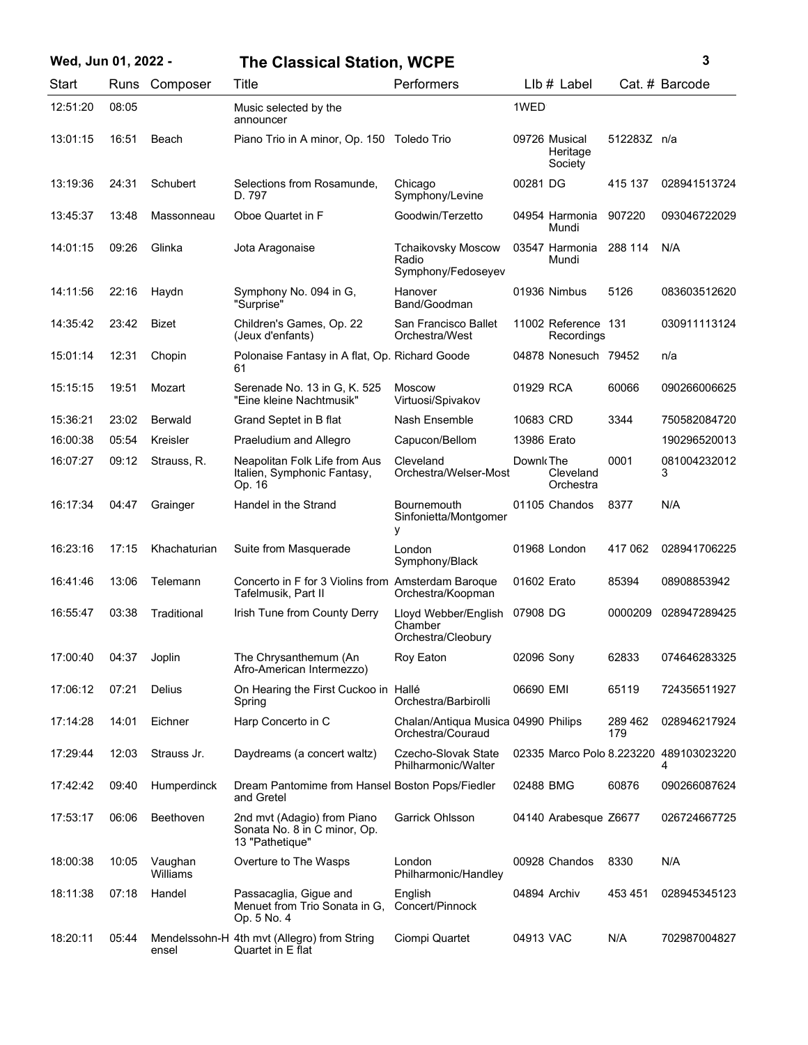| Start | Runs | Composer | Title | Performers | LIb # | Label | Cat. # | Barcode |
|---|---|---|---|---|---|---|---|---|
| 12:51:20 | 08:05 | | Music selected by the announcer | | 1WED | | | |
| 13:01:15 | 16:51 | Beach | Piano Trio in A minor, Op. 150 | Toledo Trio | 09726 | Musical Heritage Society | 512283Z | n/a |
| 13:19:36 | 24:31 | Schubert | Selections from Rosamunde, D. 797 | Chicago Symphony/Levine | 00281 | DG | 415 137 | 028941513724 |
| 13:45:37 | 13:48 | Massonneau | Oboe Quartet in F | Goodwin/Terzetto | 04954 | Harmonia Mundi | 907220 | 093046722029 |
| 14:01:15 | 09:26 | Glinka | Jota Aragonaise | Tchaikovsky Moscow Radio Symphony/Fedoseyev | 03547 | Harmonia Mundi | 288 114 | N/A |
| 14:11:56 | 22:16 | Haydn | Symphony No. 094 in G, "Surprise" | Hanover Band/Goodman | 01936 | Nimbus | 5126 | 083603512620 |
| 14:35:42 | 23:42 | Bizet | Children's Games, Op. 22 (Jeux d'enfants) | San Francisco Ballet Orchestra/West | 11002 | Reference Recordings | 131 | 030911113124 |
| 15:01:14 | 12:31 | Chopin | Polonaise Fantasy in A flat, Op. 61 | Richard Goode | 04878 | Nonesuch | 79452 | n/a |
| 15:15:15 | 19:51 | Mozart | Serenade No. 13 in G, K. 525 "Eine kleine Nachtmusik" | Moscow Virtuosi/Spivakov | 01929 | RCA | 60066 | 090266006625 |
| 15:36:21 | 23:02 | Berwald | Grand Septet in B flat | Nash Ensemble | 10683 | CRD | 3344 | 750582084720 |
| 16:00:38 | 05:54 | Kreisler | Praeludium and Allegro | Capucon/Bellom | 13986 | Erato | | 190296520013 |
| 16:07:27 | 09:12 | Strauss, R. | Neapolitan Folk Life from Aus Italien, Symphonic Fantasy, Op. 16 | Cleveland Orchestra/Welser-Most | Downl | The Cleveland Orchestra | 0001 | 0810042320123 |
| 16:17:34 | 04:47 | Grainger | Handel in the Strand | Bournemouth Sinfonietta/Montgomery | 01105 | Chandos | 8377 | N/A |
| 16:23:16 | 17:15 | Khachaturian | Suite from Masquerade | London Symphony/Black | 01968 | London | 417 062 | 028941706225 |
| 16:41:46 | 13:06 | Telemann | Concerto in F for 3 Violins from Tafelmusik, Part II | Amsterdam Baroque Orchestra/Koopman | 01602 | Erato | 85394 | 08908853942 |
| 16:55:47 | 03:38 | Traditional | Irish Tune from County Derry | Lloyd Webber/English Chamber Orchestra/Cleobury | 07908 | DG | 0000209 | 028947289425 |
| 17:00:40 | 04:37 | Joplin | The Chrysanthemum (An Afro-American Intermezzo) | Roy Eaton | 02096 | Sony | 62833 | 074646283325 |
| 17:06:12 | 07:21 | Delius | On Hearing the First Cuckoo in Spring | Hallé Orchestra/Barbirolli | 06690 | EMI | 65119 | 724356511927 |
| 17:14:28 | 14:01 | Eichner | Harp Concerto in C | Chalan/Antiqua Musica Orchestra/Couraud | 04990 | Philips | 289 462 179 | 028946217924 |
| 17:29:44 | 12:03 | Strauss Jr. | Daydreams (a concert waltz) | Czecho-Slovak State Philharmonic/Walter | 02335 | Marco Polo | 8.223220 | 4891030232204 |
| 17:42:42 | 09:40 | Humperdinck | Dream Pantomime from Hansel and Gretel | Boston Pops/Fiedler | 02488 | BMG | 60876 | 090266087624 |
| 17:53:17 | 06:06 | Beethoven | 2nd mvt (Adagio) from Piano Sonata No. 8 in C minor, Op. 13 "Pathetique" | Garrick Ohlsson | 04140 | Arabesque | Z6677 | 026724667725 |
| 18:00:38 | 10:05 | Vaughan Williams | Overture to The Wasps | London Philharmonic/Handley | 00928 | Chandos | 8330 | N/A |
| 18:11:38 | 07:18 | Handel | Passacaglia, Gigue and Menuet from Trio Sonata in G, Op. 5 No. 4 | English Concert/Pinnock | 04894 | Archiv | 453 451 | 028945345123 |
| 18:20:11 | 05:44 | Mendelssohn-Hensel | 4th mvt (Allegro) from String Quartet in E flat | Ciompi Quartet | 04913 | VAC | N/A | 702987004827 |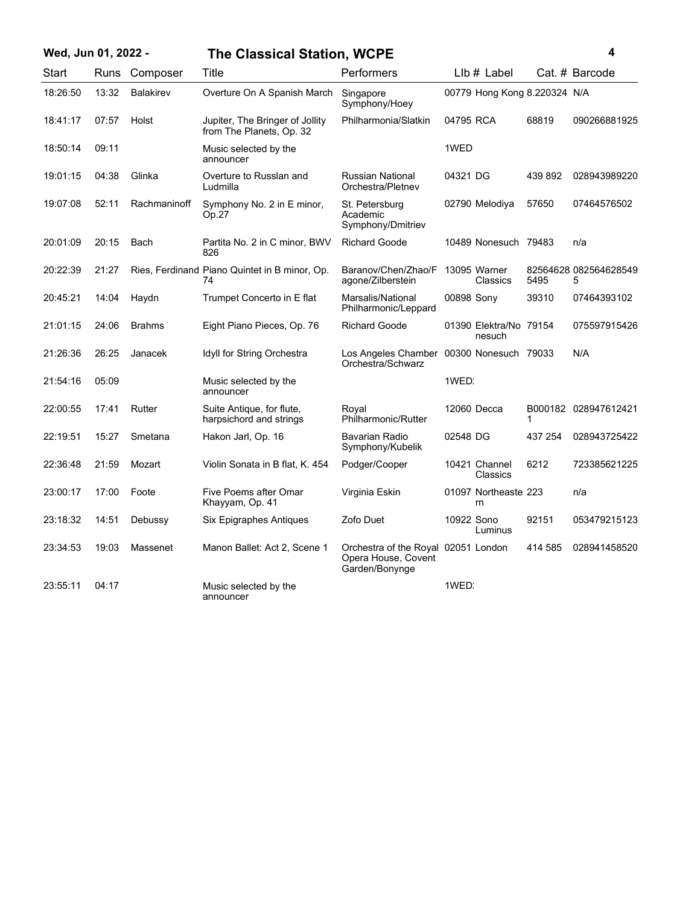| Start | Runs | Composer | Title | Performers | Llb # | Label | Cat. # | Barcode |
|---|---|---|---|---|---|---|---|---|
| 18:26:50 | 13:32 | Balakirev | Overture On A Spanish March | Singapore Symphony/Hoey | 00779 | Hong Kong | 8.220324 | N/A |
| 18:41:17 | 07:57 | Holst | Jupiter, The Bringer of Jollity from The Planets, Op. 32 | Philharmonia/Slatkin | 04795 | RCA | 68819 | 090266881925 |
| 18:50:14 | 09:11 | | Music selected by the announcer | | 1WED | | | |
| 19:01:15 | 04:38 | Glinka | Overture to Russlan and Ludmilla | Russian National Orchestra/Pletnev | 04321 | DG | 439 892 | 028943989220 |
| 19:07:08 | 52:11 | Rachmaninoff | Symphony No. 2 in E minor, Op.27 | St. Petersburg Academic Symphony/Dmitriev | 02790 | Melodiya | 57650 | 07464576502 |
| 20:01:09 | 20:15 | Bach | Partita No. 2 in C minor, BWV 826 | Richard Goode | 10489 | Nonesuch | 79483 | n/a |
| 20:22:39 | 21:27 | Ries, Ferdinand | Piano Quintet in B minor, Op. 74 | Baranov/Chen/Zhao/Fagone/Zilberstein | 13095 | Warner Classics | 825646285495 | 0825646285495 |
| 20:45:21 | 14:04 | Haydn | Trumpet Concerto in E flat | Marsalis/National Philharmonic/Leppard | 00898 | Sony | 39310 | 07464393102 |
| 21:01:15 | 24:06 | Brahms | Eight Piano Pieces, Op. 76 | Richard Goode | 01390 | Elektra/Nonesuch | 79154 | 075597915426 |
| 21:26:36 | 26:25 | Janacek | Idyll for String Orchestra | Los Angeles Chamber Orchestra/Schwarz | 00300 | Nonesuch | 79033 | N/A |
| 21:54:16 | 05:09 | | Music selected by the announcer | | 1WED | | | |
| 22:00:55 | 17:41 | Rutter | Suite Antique, for flute, harpsichord and strings | Royal Philharmonic/Rutter | 12060 | Decca | B0001821 | 028947612421 |
| 22:19:51 | 15:27 | Smetana | Hakon Jarl, Op. 16 | Bavarian Radio Symphony/Kubelik | 02548 | DG | 437 254 | 028943725422 |
| 22:36:48 | 21:59 | Mozart | Violin Sonata in B flat, K. 454 | Podger/Cooper | 10421 | Channel Classics | 6212 | 723385621225 |
| 23:00:17 | 17:00 | Foote | Five Poems after Omar Khayyam, Op. 41 | Virginia Eskin | 01097 | Northeastern | 223 | n/a |
| 23:18:32 | 14:51 | Debussy | Six Epigraphes Antiques | Zofo Duet | 10922 | Sono Luminus | 92151 | 053479215123 |
| 23:34:53 | 19:03 | Massenet | Manon Ballet: Act 2, Scene 1 | Orchestra of the Royal Opera House, Covent Garden/Bonynge | 02051 | London | 414 585 | 028941458520 |
| 23:55:11 | 04:17 | | Music selected by the announcer | | 1WED | | | |